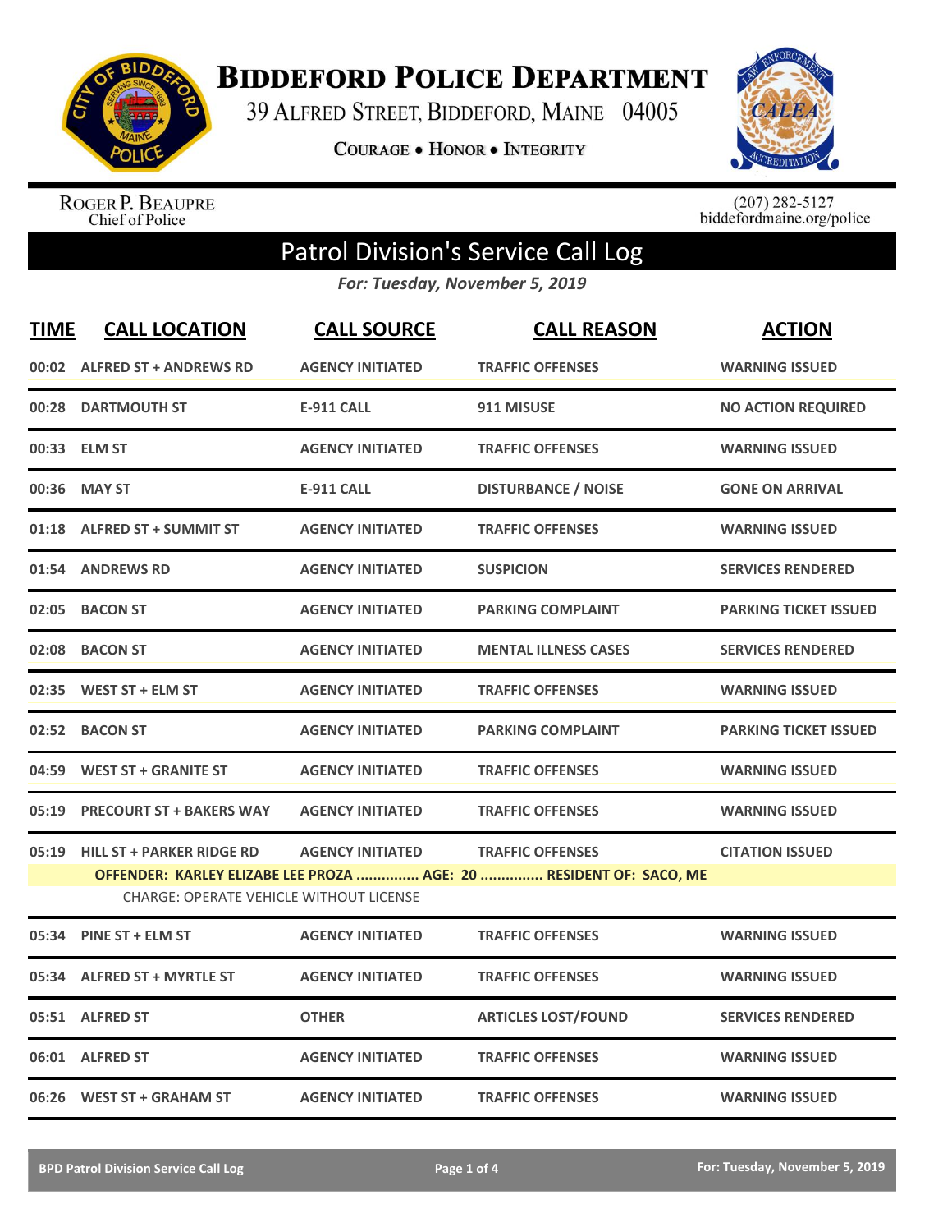# BIDDEFORD POLICE DEPARTMENT

39 ALFRED STREET, BIDDEFORD, MAINE 04005

COURAGE • HONOR • INTEGRITY

ROGER P. BEAUPRE
Chief of Police

(207) 282-5127
biddefordmaine.org/police

## Patrol Division's Service Call Log

***For: Tuesday, November 5, 2019***

| TIME | CALL LOCATION | CALL SOURCE | CALL REASON | ACTION |
|---|---|---|---|---|
| 00:02 | ALFRED ST + ANDREWS RD | AGENCY INITIATED | TRAFFIC OFFENSES | WARNING ISSUED |
| 00:28 | DARTMOUTH ST | E-911 CALL | 911 MISUSE | NO ACTION REQUIRED |
| 00:33 | ELM ST | AGENCY INITIATED | TRAFFIC OFFENSES | WARNING ISSUED |
| 00:36 | MAY ST | E-911 CALL | DISTURBANCE / NOISE | GONE ON ARRIVAL |
| 01:18 | ALFRED ST + SUMMIT ST | AGENCY INITIATED | TRAFFIC OFFENSES | WARNING ISSUED |
| 01:54 | ANDREWS RD | AGENCY INITIATED | SUSPICION | SERVICES RENDERED |
| 02:05 | BACON ST | AGENCY INITIATED | PARKING COMPLAINT | PARKING TICKET ISSUED |
| 02:08 | BACON ST | AGENCY INITIATED | MENTAL ILLNESS CASES | SERVICES RENDERED |
| 02:35 | WEST ST + ELM ST | AGENCY INITIATED | TRAFFIC OFFENSES | WARNING ISSUED |
| 02:52 | BACON ST | AGENCY INITIATED | PARKING COMPLAINT | PARKING TICKET ISSUED |
| 04:59 | WEST ST + GRANITE ST | AGENCY INITIATED | TRAFFIC OFFENSES | WARNING ISSUED |
| 05:19 | PRECOURT ST + BAKERS WAY | AGENCY INITIATED | TRAFFIC OFFENSES | WARNING ISSUED |
| 05:19 | HILL ST + PARKER RIDGE RD | AGENCY INITIATED | TRAFFIC OFFENSES | CITATION ISSUED |
| | OFFENDER: KARLEY ELIZABE LEE PROZA ............... AGE: 20 ............... RESIDENT OF: SACO, ME<br>CHARGE: OPERATE VEHICLE WITHOUT LICENSE | | | |
| 05:34 | PINE ST + ELM ST | AGENCY INITIATED | TRAFFIC OFFENSES | WARNING ISSUED |
| 05:34 | ALFRED ST + MYRTLE ST | AGENCY INITIATED | TRAFFIC OFFENSES | WARNING ISSUED |
| 05:51 | ALFRED ST | OTHER | ARTICLES LOST/FOUND | SERVICES RENDERED |
| 06:01 | ALFRED ST | AGENCY INITIATED | TRAFFIC OFFENSES | WARNING ISSUED |
| 06:26 | WEST ST + GRAHAM ST | AGENCY INITIATED | TRAFFIC OFFENSES | WARNING ISSUED |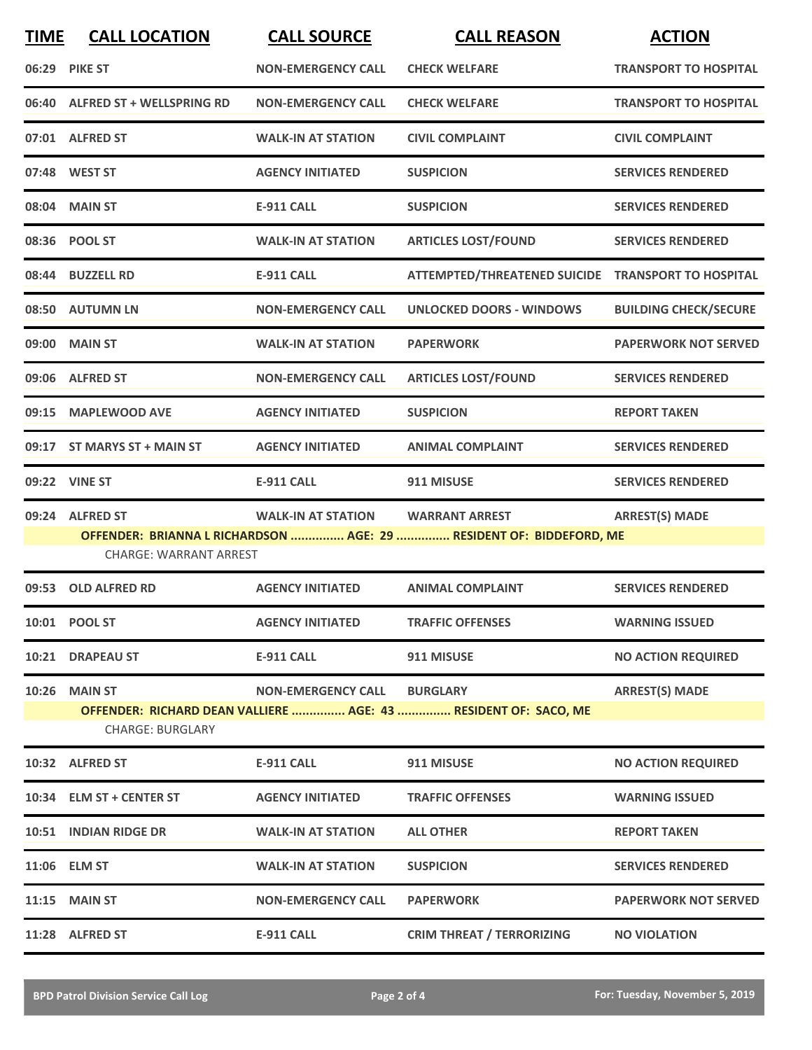| TIME | CALL LOCATION | CALL SOURCE | CALL REASON | ACTION |
|---|---|---|---|---|
| 06:29 | PIKE ST | NON-EMERGENCY CALL | CHECK WELFARE | TRANSPORT TO HOSPITAL |
| 06:40 | ALFRED ST + WELLSPRING RD | NON-EMERGENCY CALL | CHECK WELFARE | TRANSPORT TO HOSPITAL |
| 07:01 | ALFRED ST | WALK-IN AT STATION | CIVIL COMPLAINT | CIVIL COMPLAINT |
| 07:48 | WEST ST | AGENCY INITIATED | SUSPICION | SERVICES RENDERED |
| 08:04 | MAIN ST | E-911 CALL | SUSPICION | SERVICES RENDERED |
| 08:36 | POOL ST | WALK-IN AT STATION | ARTICLES LOST/FOUND | SERVICES RENDERED |
| 08:44 | BUZZELL RD | E-911 CALL | ATTEMPTED/THREATENED SUICIDE | TRANSPORT TO HOSPITAL |
| 08:50 | AUTUMN LN | NON-EMERGENCY CALL | UNLOCKED DOORS - WINDOWS | BUILDING CHECK/SECURE |
| 09:00 | MAIN ST | WALK-IN AT STATION | PAPERWORK | PAPERWORK NOT SERVED |
| 09:06 | ALFRED ST | NON-EMERGENCY CALL | ARTICLES LOST/FOUND | SERVICES RENDERED |
| 09:15 | MAPLEWOOD AVE | AGENCY INITIATED | SUSPICION | REPORT TAKEN |
| 09:17 | ST MARYS ST + MAIN ST | AGENCY INITIATED | ANIMAL COMPLAINT | SERVICES RENDERED |
| 09:22 | VINE ST | E-911 CALL | 911 MISUSE | SERVICES RENDERED |
| 09:24 | ALFRED ST | WALK-IN AT STATION | WARRANT ARREST | ARREST(S) MADE |
| | **OFFENDER: BRIANNA L RICHARDSON ............... AGE: 29 ............... RESIDENT OF: BIDDEFORD, ME** | | | |
| | CHARGE: WARRANT ARREST | | | |
| 09:53 | OLD ALFRED RD | AGENCY INITIATED | ANIMAL COMPLAINT | SERVICES RENDERED |
| 10:01 | POOL ST | AGENCY INITIATED | TRAFFIC OFFENSES | WARNING ISSUED |
| 10:21 | DRAPEAU ST | E-911 CALL | 911 MISUSE | NO ACTION REQUIRED |
| 10:26 | MAIN ST | NON-EMERGENCY CALL | BURGLARY | ARREST(S) MADE |
| | **OFFENDER: RICHARD DEAN VALLIERE ............... AGE: 43 ............... RESIDENT OF: SACO, ME** | | | |
| | CHARGE: BURGLARY | | | |
| 10:32 | ALFRED ST | E-911 CALL | 911 MISUSE | NO ACTION REQUIRED |
| 10:34 | ELM ST + CENTER ST | AGENCY INITIATED | TRAFFIC OFFENSES | WARNING ISSUED |
| 10:51 | INDIAN RIDGE DR | WALK-IN AT STATION | ALL OTHER | REPORT TAKEN |
| 11:06 | ELM ST | WALK-IN AT STATION | SUSPICION | SERVICES RENDERED |
| 11:15 | MAIN ST | NON-EMERGENCY CALL | PAPERWORK | PAPERWORK NOT SERVED |
| 11:28 | ALFRED ST | E-911 CALL | CRIM THREAT / TERRORIZING | NO VIOLATION |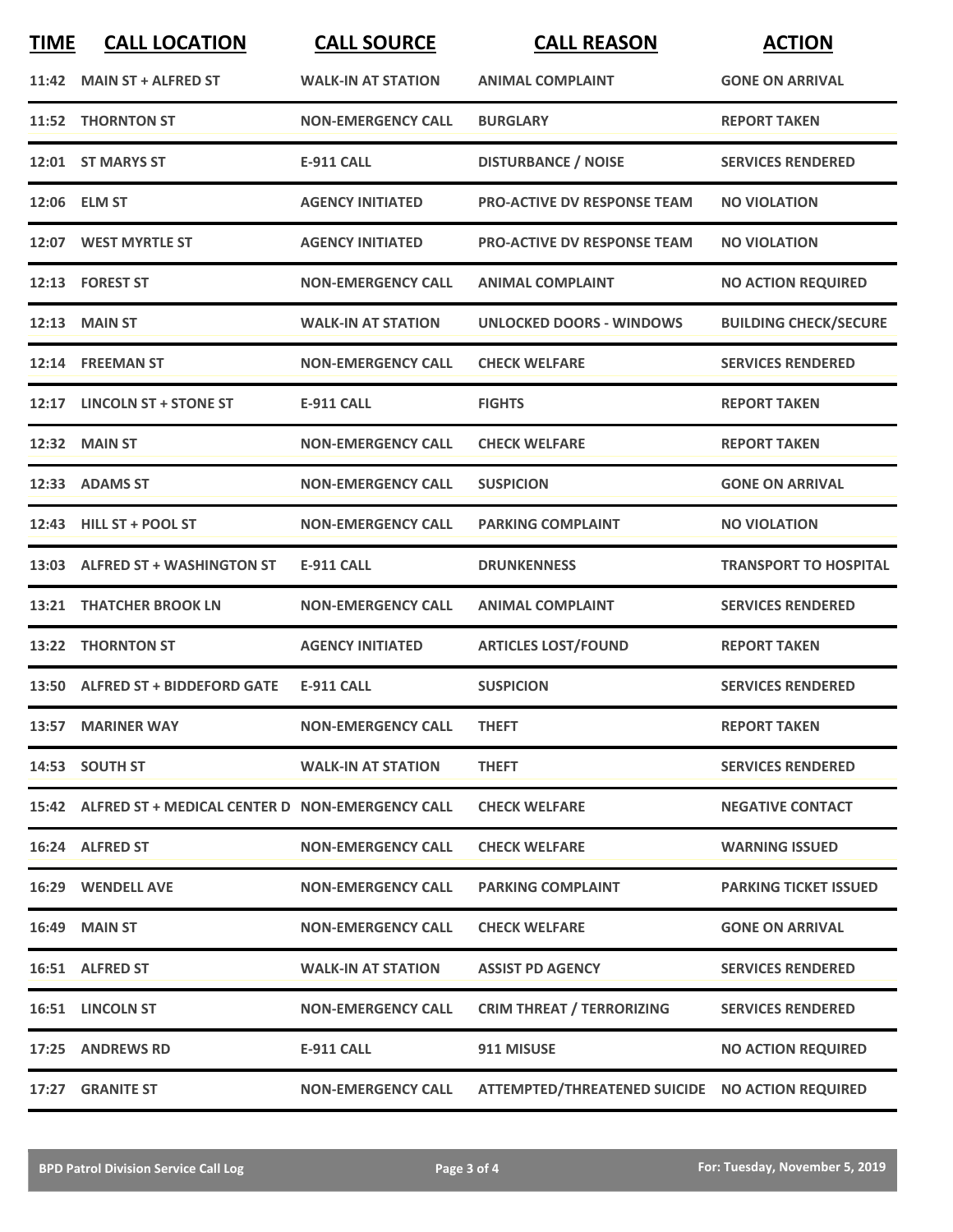| TIME | CALL LOCATION | CALL SOURCE | CALL REASON | ACTION |
|---|---|---|---|---|
| 11:42 | MAIN ST + ALFRED ST | WALK-IN AT STATION | ANIMAL COMPLAINT | GONE ON ARRIVAL |
| 11:52 | THORNTON ST | NON-EMERGENCY CALL | BURGLARY | REPORT TAKEN |
| 12:01 | ST MARYS ST | E-911 CALL | DISTURBANCE / NOISE | SERVICES RENDERED |
| 12:06 | ELM ST | AGENCY INITIATED | PRO-ACTIVE DV RESPONSE TEAM | NO VIOLATION |
| 12:07 | WEST MYRTLE ST | AGENCY INITIATED | PRO-ACTIVE DV RESPONSE TEAM | NO VIOLATION |
| 12:13 | FOREST ST | NON-EMERGENCY CALL | ANIMAL COMPLAINT | NO ACTION REQUIRED |
| 12:13 | MAIN ST | WALK-IN AT STATION | UNLOCKED DOORS - WINDOWS | BUILDING CHECK/SECURE |
| 12:14 | FREEMAN ST | NON-EMERGENCY CALL | CHECK WELFARE | SERVICES RENDERED |
| 12:17 | LINCOLN ST + STONE ST | E-911 CALL | FIGHTS | REPORT TAKEN |
| 12:32 | MAIN ST | NON-EMERGENCY CALL | CHECK WELFARE | REPORT TAKEN |
| 12:33 | ADAMS ST | NON-EMERGENCY CALL | SUSPICION | GONE ON ARRIVAL |
| 12:43 | HILL ST + POOL ST | NON-EMERGENCY CALL | PARKING COMPLAINT | NO VIOLATION |
| 13:03 | ALFRED ST + WASHINGTON ST | E-911 CALL | DRUNKENNESS | TRANSPORT TO HOSPITAL |
| 13:21 | THATCHER BROOK LN | NON-EMERGENCY CALL | ANIMAL COMPLAINT | SERVICES RENDERED |
| 13:22 | THORNTON ST | AGENCY INITIATED | ARTICLES LOST/FOUND | REPORT TAKEN |
| 13:50 | ALFRED ST + BIDDEFORD GATE | E-911 CALL | SUSPICION | SERVICES RENDERED |
| 13:57 | MARINER WAY | NON-EMERGENCY CALL | THEFT | REPORT TAKEN |
| 14:53 | SOUTH ST | WALK-IN AT STATION | THEFT | SERVICES RENDERED |
| 15:42 | ALFRED ST + MEDICAL CENTER D | NON-EMERGENCY CALL | CHECK WELFARE | NEGATIVE CONTACT |
| 16:24 | ALFRED ST | NON-EMERGENCY CALL | CHECK WELFARE | WARNING ISSUED |
| 16:29 | WENDELL AVE | NON-EMERGENCY CALL | PARKING COMPLAINT | PARKING TICKET ISSUED |
| 16:49 | MAIN ST | NON-EMERGENCY CALL | CHECK WELFARE | GONE ON ARRIVAL |
| 16:51 | ALFRED ST | WALK-IN AT STATION | ASSIST PD AGENCY | SERVICES RENDERED |
| 16:51 | LINCOLN ST | NON-EMERGENCY CALL | CRIM THREAT / TERRORIZING | SERVICES RENDERED |
| 17:25 | ANDREWS RD | E-911 CALL | 911 MISUSE | NO ACTION REQUIRED |
| 17:27 | GRANITE ST | NON-EMERGENCY CALL | ATTEMPTED/THREATENED SUICIDE | NO ACTION REQUIRED |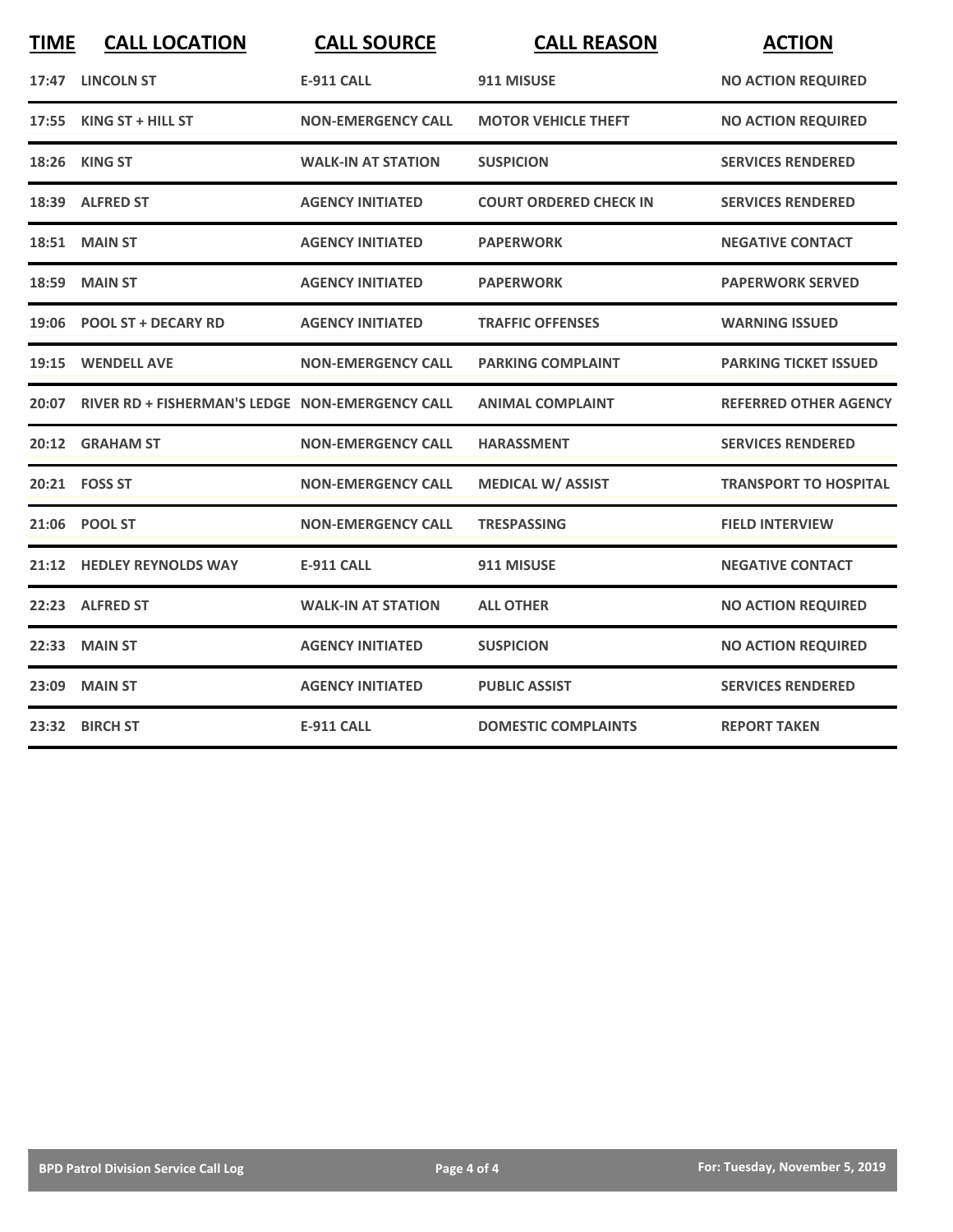| TIME | CALL LOCATION | CALL SOURCE | CALL REASON | ACTION |
|---|---|---|---|---|
| 17:47 | LINCOLN ST | E-911 CALL | 911 MISUSE | NO ACTION REQUIRED |
| 17:55 | KING ST + HILL ST | NON-EMERGENCY CALL | MOTOR VEHICLE THEFT | NO ACTION REQUIRED |
| 18:26 | KING ST | WALK-IN AT STATION | SUSPICION | SERVICES RENDERED |
| 18:39 | ALFRED ST | AGENCY INITIATED | COURT ORDERED CHECK IN | SERVICES RENDERED |
| 18:51 | MAIN ST | AGENCY INITIATED | PAPERWORK | NEGATIVE CONTACT |
| 18:59 | MAIN ST | AGENCY INITIATED | PAPERWORK | PAPERWORK SERVED |
| 19:06 | POOL ST + DECARY RD | AGENCY INITIATED | TRAFFIC OFFENSES | WARNING ISSUED |
| 19:15 | WENDELL AVE | NON-EMERGENCY CALL | PARKING COMPLAINT | PARKING TICKET ISSUED |
| 20:07 | RIVER RD + FISHERMAN'S LEDGE | NON-EMERGENCY CALL | ANIMAL COMPLAINT | REFERRED OTHER AGENCY |
| 20:12 | GRAHAM ST | NON-EMERGENCY CALL | HARASSMENT | SERVICES RENDERED |
| 20:21 | FOSS ST | NON-EMERGENCY CALL | MEDICAL W/ ASSIST | TRANSPORT TO HOSPITAL |
| 21:06 | POOL ST | NON-EMERGENCY CALL | TRESPASSING | FIELD INTERVIEW |
| 21:12 | HEDLEY REYNOLDS WAY | E-911 CALL | 911 MISUSE | NEGATIVE CONTACT |
| 22:23 | ALFRED ST | WALK-IN AT STATION | ALL OTHER | NO ACTION REQUIRED |
| 22:33 | MAIN ST | AGENCY INITIATED | SUSPICION | NO ACTION REQUIRED |
| 23:09 | MAIN ST | AGENCY INITIATED | PUBLIC ASSIST | SERVICES RENDERED |
| 23:32 | BIRCH ST | E-911 CALL | DOMESTIC COMPLAINTS | REPORT TAKEN |